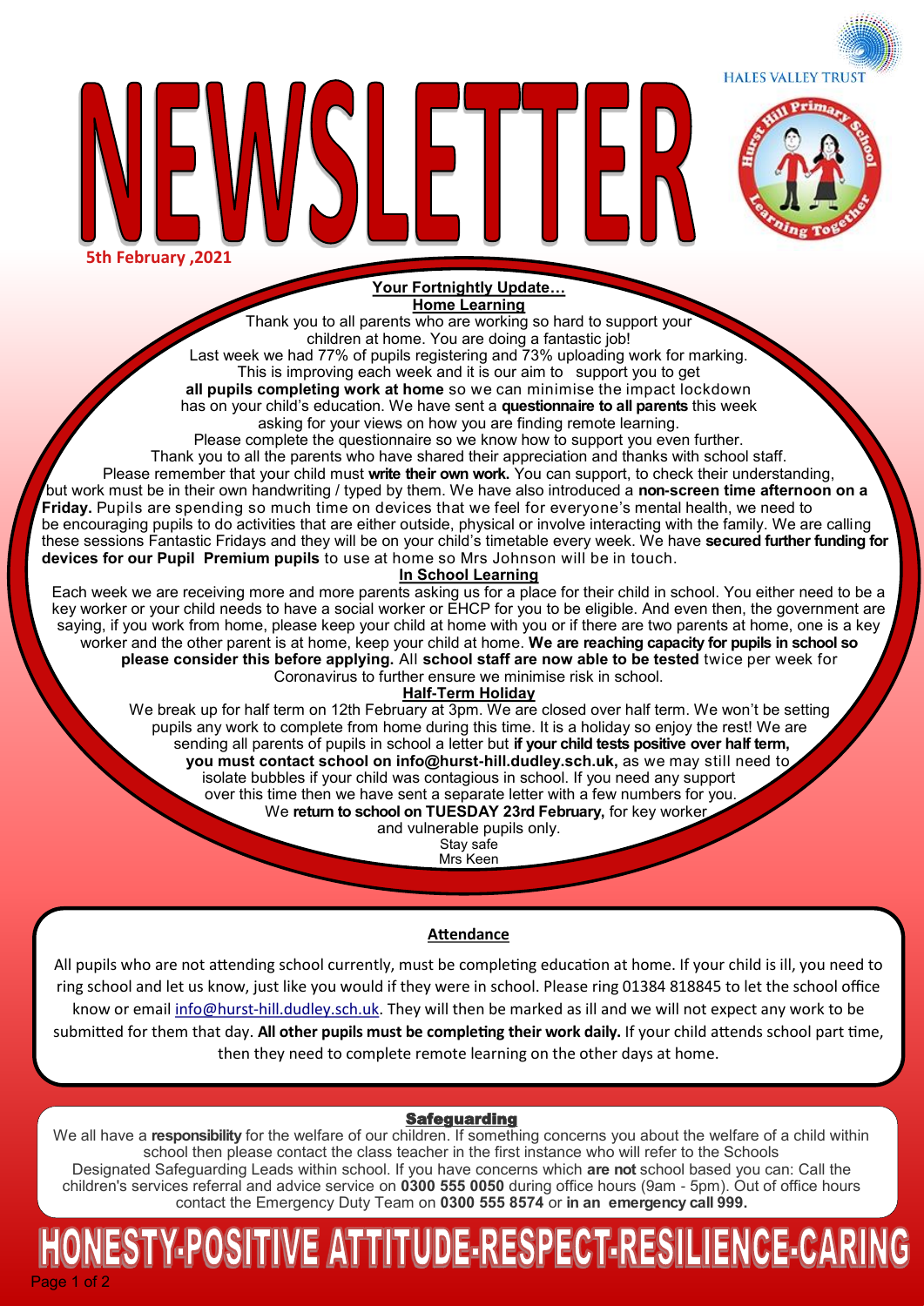HALES VALLEY TRUST

# NEWSLETTER

**5th February ,2021**

## Your Fortnightly Update…

### Home Learning

Thank you to all parents who are working so hard to support your children at home. You are doing a fantastic job!

Last week we had 77% of pupils registering and 73% uploading work for marking. This is improving each week and it is our aim to support you to get **all pupils completing work at home** so we can minimise the impact lockdown has on your child's education. We have sent a **questionnaire to all parents** this week asking for your views on how you are finding remote learning. Please complete the questionnaire so we know how to support you even further. Thank you to all the parents who have shared their appreciation and thanks with school staff.

Please remember that your child must **write their own work.** You can support, to check their understanding, but work must be in their own handwriting / typed by them. We have also introduced a **non-screen time afternoon on a Friday.** Pupils are spending so much time on devices that we feel for everyone's mental health, we need to be encouraging pupils to do activities that are either outside, physical or involve interacting with the family. We are calling these sessions Fantastic Fridays and they will be on your child's timetable every week. We have **secured further funding for devices for our Pupil Premium pupils** to use at home so Mrs Johnson will be in touch.

### In School Learning

Each week we are receiving more and more parents asking us for a place for their child in school. You either need to be a key worker or your child needs to have a social worker or EHCP for you to be eligible. And even then, the government are saying, if you work from home, please keep your child at home with you or if there are two parents at home, one is a key worker and the other parent is at home, keep your child at home. **We are reaching capacity for pupils in school so please consider this before applying.** All **school staff are now able to be tested** twice per week for Coronavirus to further ensure we minimise risk in school.

### Half-Term Holiday

We break up for half term on 12th February at 3pm. We are closed over half term. We won't be setting pupils any work to complete from home during this time. It is a holiday so enjoy the rest! We are sending all parents of pupils in school a letter but **if your child tests positive over half term, you must contact school on info@hurst-hill.dudley.sch.uk,** as we may still need to isolate bubbles if your child was contagious in school. If you need any support over this time then we have sent a separate letter with a few numbers for you. We **return to school on TUESDAY 23rd February,** for key worker and vulnerable pupils only.

Stay safe

Mrs Keen

### Attendance

All pupils who are not attending school currently, must be completing education at home. If your child is ill, you need to ring school and let us know, just like you would if they were in school. Please ring 01384 818845 to let the school office know or email info@hurst-hill.dudley.sch.uk. They will then be marked as ill and we will not expect any work to be submitted for them that day. **All other pupils must be completing their work daily.** If your child attends school part time, then they need to complete remote learning on the other days at home.

### Safeguarding

We all have a **responsibility** for the welfare of our children. If something concerns you about the welfare of a child within school then please contact the class teacher in the first instance who will refer to the Schools Designated Safeguarding Leads within school. If you have concerns which **are not** school based you can: Call the children's services referral and advice service on **0300 555 0050** during office hours (9am - 5pm). Out of office hours contact the Emergency Duty Team on **0300 555 8574** or **in an emergency call 999.**

**HONESTY-POSITIVE ATTITUDE-RESPECT-RESILIENCE-CARING**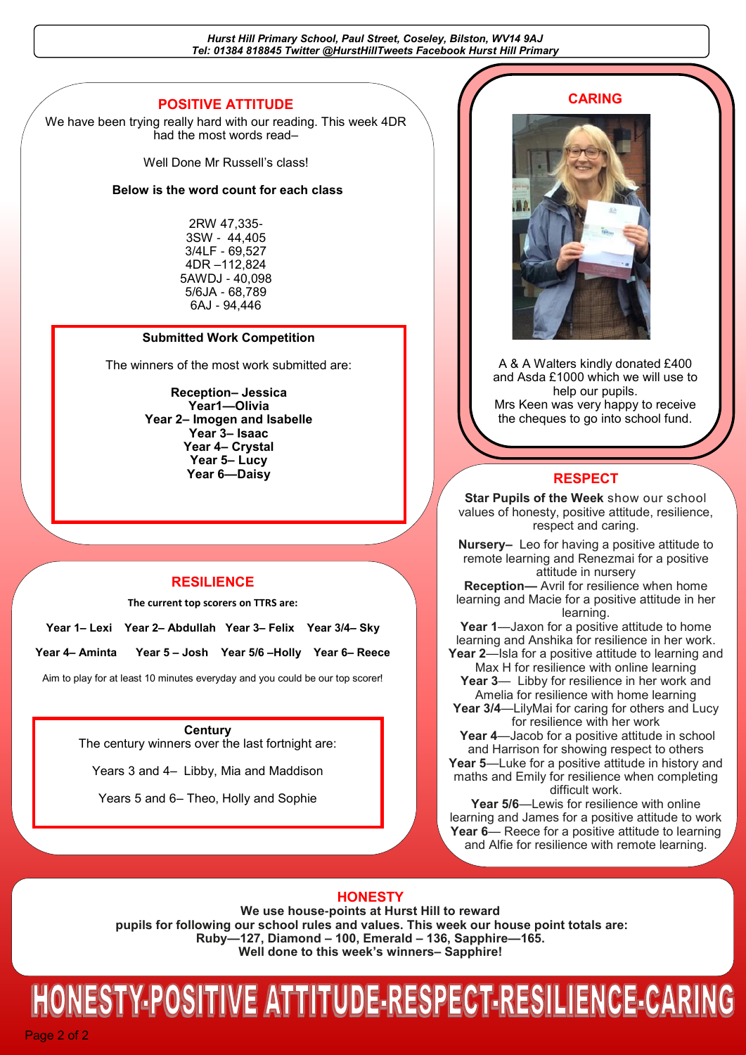## POSITIVE ATTITUDE

We have been trying really hard with our reading. This week 4DR had the most words read–

Well Done Mr Russell's class!

**Below is the word count for each class**

2RW 47,335-
3SW - 44,405
3/4LF - 69,527
4DR –112,824
5AWDJ - 40,098
5/6JA - 68,789
6AJ - 94,446

**Submitted Work Competition**

The winners of the most work submitted are:

**Reception– Jessica**
**Year1—Olivia**
**Year 2– Imogen and Isabelle**
**Year 3– Isaac**
**Year 4– Crystal**
**Year 5– Lucy**
**Year 6—Daisy**

## RESILIENCE

**The current top scorers on TTRS are:**

**Year 1– Lexi   Year 2– Abdullah   Year 3– Felix   Year 3/4– Sky**

**Year 4– Aminta   Year 5 – Josh   Year 5/6 –Holly   Year 6– Reece**

Aim to play for at least 10 minutes everyday and you could be our top scorer!

**Century**

The century winners over the last fortnight are:

Years 3 and 4– Libby, Mia and Maddison

Years 5 and 6– Theo, Holly and Sophie

## CARING

A & A Walters kindly donated £400 and Asda £1000 which we will use to help our pupils.
Mrs Keen was very happy to receive the cheques to go into school fund.

## RESPECT

**Star Pupils of the Week** show our school values of honesty, positive attitude, resilience, respect and caring.

**Nursery–** Leo for having a positive attitude to remote learning and Renezmai for a positive attitude in nursery

**Reception—** Avril for resilience when home learning and Macie for a positive attitude in her learning.

**Year 1**—Jaxon for a positive attitude to home learning and Anshika for resilience in her work.

**Year 2**—Isla for a positive attitude to learning and Max H for resilience with online learning

**Year 3**— Libby for resilience in her work and Amelia for resilience with home learning

**Year 3/4**—LilyMai for caring for others and Lucy for resilience with her work

**Year 4**—Jacob for a positive attitude in school and Harrison for showing respect to others

**Year 5**—Luke for a positive attitude in history and maths and Emily for resilience when completing difficult work.

**Year 5/6**—Lewis for resilience with online learning and James for a positive attitude to work

**Year 6**— Reece for a positive attitude to learning and Alfie for resilience with remote learning.

## HONESTY

**We use house-points at Hurst Hill to reward pupils for following our school rules and values. This week our house point totals are:**
**Ruby—127, Diamond – 100, Emerald – 136, Sapphire—165.**
**Well done to this week's winners– Sapphire!**

# HONESTY-POSITIVE ATTITUDE-RESPECT-RESILIENCE-CARING